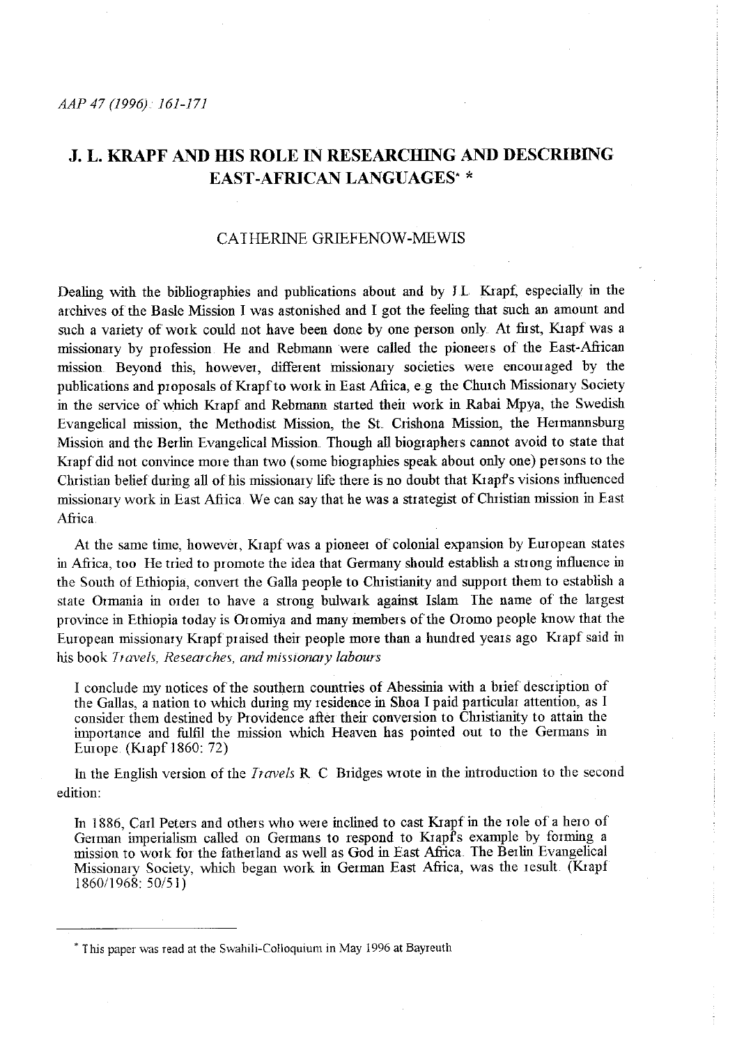# J. L. KRAPF AND HIS ROLE IN RESEARCHING AND DESCRIBING EAST-AFRICAN LANGUAGES* *

CATHERINE GRIEFENOW-MEWIS

Dealing with the bibliographies and publications about and by J.L. Krapf, especially in the archives of the Basle Mission I was astonished and I got the feeling that such an amount and such a variety of work could not have been done by one person only. At first, Krapf was a missionary by profession. He and Rebmann were called the pioneers of the East-African mission. Beyond this, however, different missionary societies were encouraged by the publications and proposals of Krapf to work in East Africa, e.g. the Church Missionary Society in the service of which Krapf and Rebmann started their work in Rabai Mpya, the Swedish Evangelical mission, the Methodist Mission, the St. Crishona Mission, the Hermannsburg Mission and the Berlin Evangelical Mission. Though all biographers cannot avoid to state that Krapf did not convince more than two (some biographies speak about only one) persons to the Christian belief during all of his missionary life there is no doubt that Krapf's visions influenced missionary work in East Africa. We can say that he was a strategist of Christian mission in East Africa.

At the same time, however, Krapf was a pioneer of colonial expansion by European states in Africa, too. He tried to promote the idea that Germany should establish a strong influence in the South of Ethiopia, convert the Galla people to Christianity and support them to establish a state Ormania in order to have a strong bulwark against Islam. The name of the largest province in Ethiopia today is Oromiya and many members of the Oromo people know that the European missionary Krapf praised their people more than a hundred years ago. Krapf said in his book *Travels, Researches, and missionary labours*

> I conclude my notices of the southern countries of Abessinia with a brief description of the Gallas, a nation to which during my residence in Shoa I paid particular attention, as I consider them destined by Providence after their conversion to Christianity to attain the importance and fulfil the mission which Heaven has pointed out to the Germans in Europe. (Krapf 1860: 72)

In the English version of the *Travels* R. C. Bridges wrote in the introduction to the second edition:

> In 1886, Carl Peters and others who were inclined to cast Krapf in the role of a hero of German imperialism called on Germans to respond to Krapf's example by forming a mission to work for the fatherland as well as God in East Africa. The Berlin Evangelical Missionary Society, which began work in German East Africa, was the result. (Krapf 1860/1968: 50/51)

---

* This paper was read at the Swahili-Colloquium in May 1996 at Bayreuth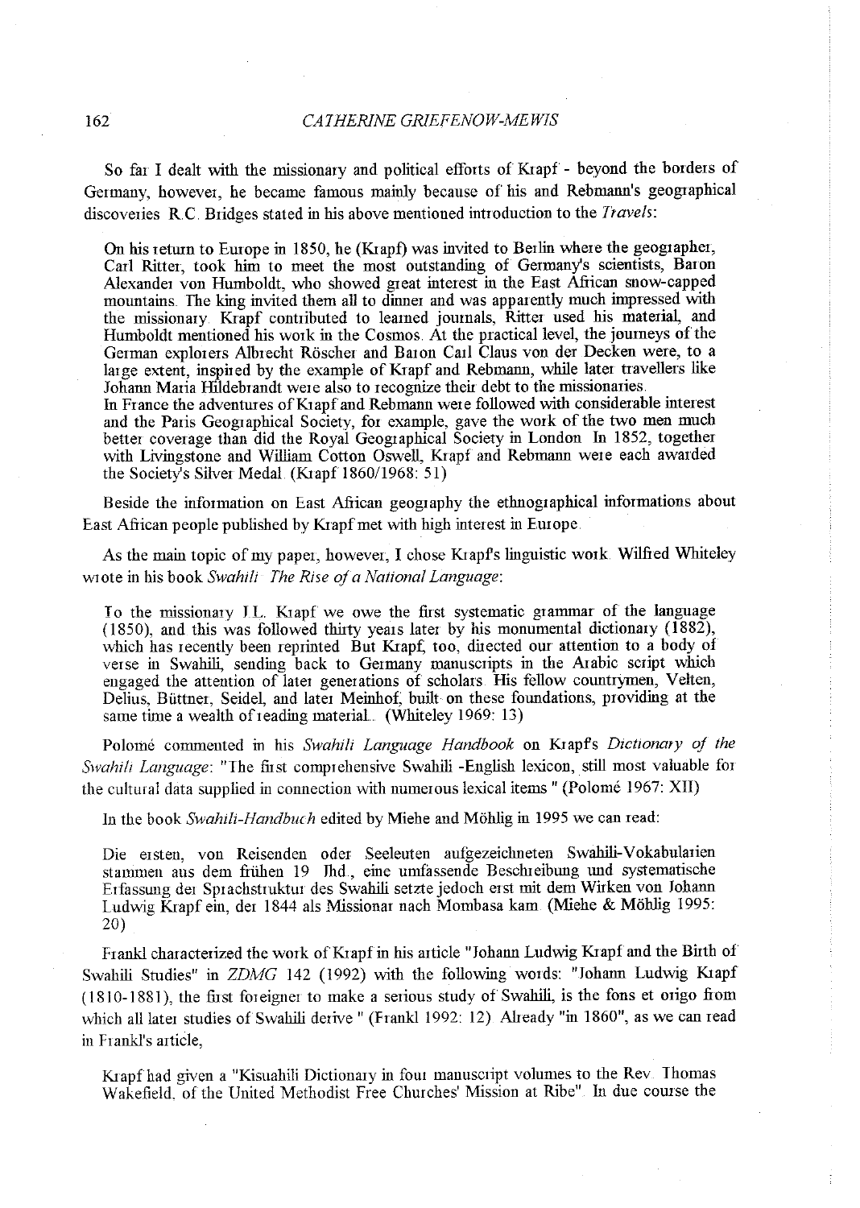So far I dealt with the missionary and political efforts of Krapf - beyond the borders of Germany, however, he became famous mainly because of his and Rebmann's geographical discoveries. R.C. Bridges stated in his above mentioned introduction to the *Travels*:

> On his return to Europe in 1850, he (Krapf) was invited to Berlin where the geographer, Carl Ritter, took him to meet the most outstanding of Germany's scientists, Baron Alexander von Humboldt, who showed great interest in the East African snow-capped mountains. The king invited them all to dinner and was apparently much impressed with the missionary. Krapf contributed to learned journals, Ritter used his material, and Humboldt mentioned his work in the Cosmos. At the practical level, the journeys of the German explorers Albrecht Röscher and Baron Carl Claus von der Decken were, to a large extent, inspired by the example of Krapf and Rebmann, while later travellers like Johann Maria Hildebrandt were also to recognize their debt to the missionaries.
> In France the adventures of Krapf and Rebmann were followed with considerable interest and the Paris Geographical Society, for example, gave the work of the two men much better coverage than did the Royal Geographical Society in London. In 1852, together with Livingstone and William Cotton Oswell, Krapf and Rebmann were each awarded the Society's Silver Medal. (Krapf 1860/1968: 51)

Beside the information on East African geography the ethnographical informations about East African people published by Krapf met with high interest in Europe.

As the main topic of my paper, however, I chose Krapf's linguistic work. Wilfred Whiteley wrote in his book *Swahili: The Rise of a National Language*:

> To the missionary J.L. Krapf we owe the first systematic grammar of the language (1850), and this was followed thirty years later by his monumental dictionary (1882), which has recently been reprinted. But Krapf, too, directed our attention to a body of verse in Swahili, sending back to Germany manuscripts in the Arabic script which engaged the attention of later generations of scholars. His fellow countrymen, Velten, Delius, Büttner, Seidel, and later Meinhof, built on these foundations, providing at the same time a wealth of reading material... (Whiteley 1969: 13)

Polomé commented in his *Swahili Language Handbook* on Krapf's *Dictionary of the Swahili Language*: "The first comprehensive Swahili -English lexicon, still most valuable for the cultural data supplied in connection with numerous lexical items." (Polomé 1967: XII)

In the book *Swahili-Handbuch* edited by Miehe and Möhlig in 1995 we can read:

> Die ersten, von Reisenden oder Seeleuten aufgezeichneten Swahili-Vokabularien stammen aus dem frühen 19. Jhd., eine umfassende Beschreibung und systematische Erfassung der Sprachstruktur des Swahili setzte jedoch erst mit dem Wirken von Johann Ludwig Krapf ein, der 1844 als Missionar nach Mombasa kam. (Miehe & Möhlig 1995: 20)

Frankl characterized the work of Krapf in his article "Johann Ludwig Krapf and the Birth of Swahili Studies" in *ZDMG* 142 (1992) with the following words: "Johann Ludwig Krapf (1810-1881), the first foreigner to make a serious study of Swahili, is the fons et origo from which all later studies of Swahili derive." (Frankl 1992: 12). Already "in 1860", as we can read in Frankl's article,

> Krapf had given a "Kisuahili Dictionary in four manuscript volumes to the Rev. Thomas Wakefield, of the United Methodist Free Churches' Mission at Ribe". In due course the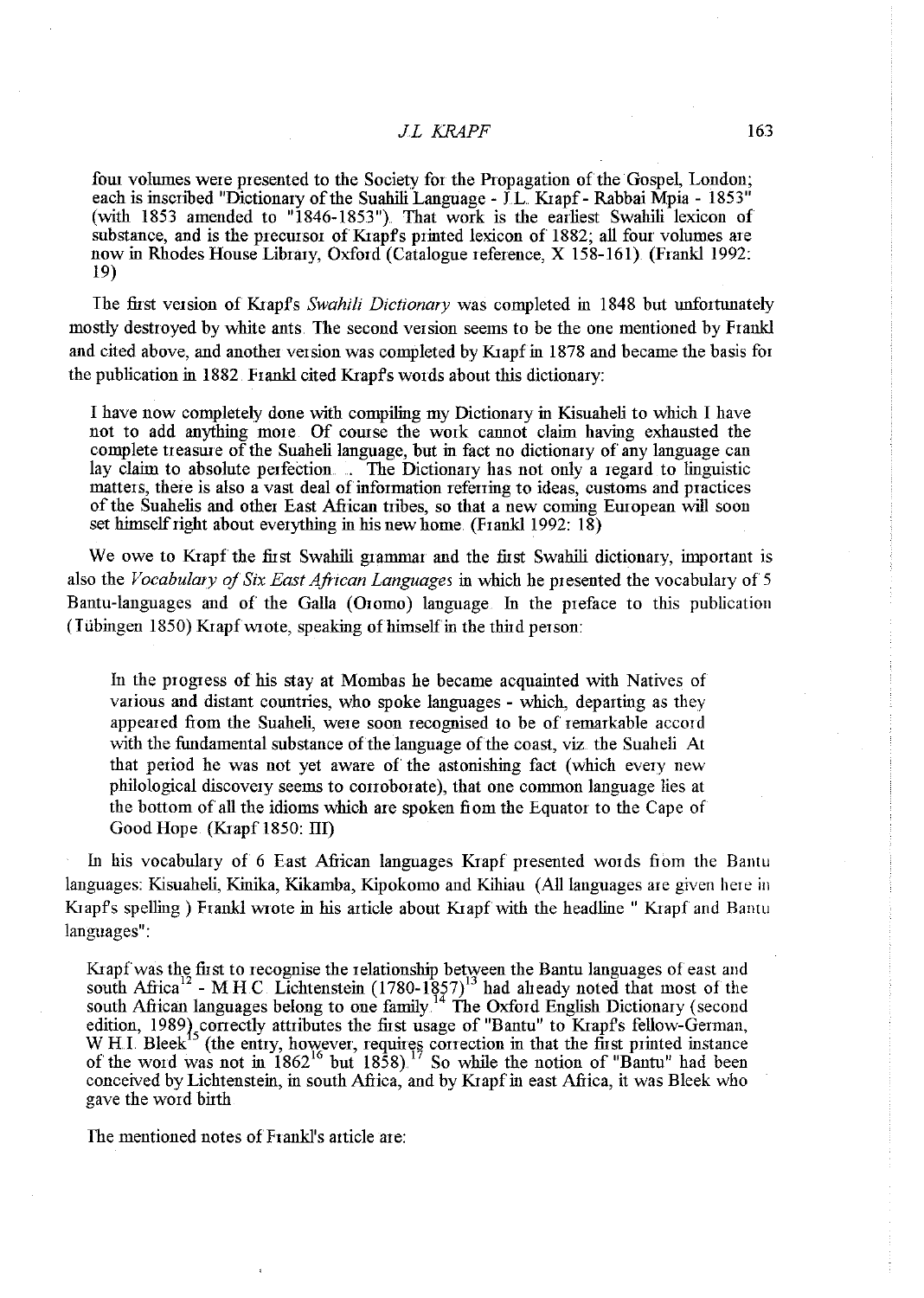four volumes were presented to the Society for the Propagation of the Gospel, London; each is inscribed "Dictionary of the Suahili Language - J.L. Krapf - Rabbai Mpia - 1853" (with 1853 amended to "1846-1853"). That work is the earliest Swahili lexicon of substance, and is the precursor of Krapf's printed lexicon of 1882; all four volumes are now in Rhodes House Library, Oxford (Catalogue reference, X 158-161). (Frankl 1992: 19)

The first version of Krapf's *Swahili Dictionary* was completed in 1848 but unfortunately mostly destroyed by white ants. The second version seems to be the one mentioned by Frankl and cited above, and another version was completed by Krapf in 1878 and became the basis for the publication in 1882. Frankl cited Krapf's words about this dictionary:

> I have now completely done with compiling my Dictionary in Kisuaheli to which I have not to add anything more. Of course the work cannot claim having exhausted the complete treasure of the Suaheli language, but in fact no dictionary of any language can lay claim to absolute perfection. ... The Dictionary has not only a regard to linguistic matters, there is also a vast deal of information referring to ideas, customs and practices of the Suahelis and other East African tribes, so that a new coming European will soon set himself right about everything in his new home. (Frankl 1992: 18)

We owe to Krapf the first Swahili grammar and the first Swahili dictionary, important is also the *Vocabulary of Six East African Languages* in which he presented the vocabulary of 5 Bantu-languages and of the Galla (Oromo) language. In the preface to this publication (Tübingen 1850) Krapf wrote, speaking of himself in the third person:

> In the progress of his stay at Mombas he became acquainted with Natives of various and distant countries, who spoke languages - which, departing as they appeared from the Suaheli, were soon recognised to be of remarkable accord with the fundamental substance of the language of the coast, viz. the Suaheli. At that period he was not yet aware of the astonishing fact (which every new philological discovery seems to corroborate), that one common language lies at the bottom of all the idioms which are spoken from the Equator to the Cape of Good Hope. (Krapf 1850: III)

In his vocabulary of 6 East African languages Krapf presented words from the Bantu languages: Kisuaheli, Kinika, Kikamba, Kipokomo and Kihiau. (All languages are given here in Krapf's spelling.) Frankl wrote in his article about Krapf with the headline " Krapf and Bantu languages":

> Krapf was the first to recognise the relationship between the Bantu languages of east and south Africa[12] - M.H.C. Lichtenstein (1780-1857)[13] had already noted that most of the south African languages belong to one family.[14] The Oxford English Dictionary (second edition, 1989) correctly attributes the first usage of "Bantu" to Krapf's fellow-German, W.H.I. Bleek[15] (the entry, however, requires correction in that the first printed instance of the word was not in 1862[16] but 1858).[17] So while the notion of "Bantu" had been conceived by Lichtenstein, in south Africa, and by Krapf in east Africa, it was Bleek who gave the word birth.

The mentioned notes of Frankl's article are: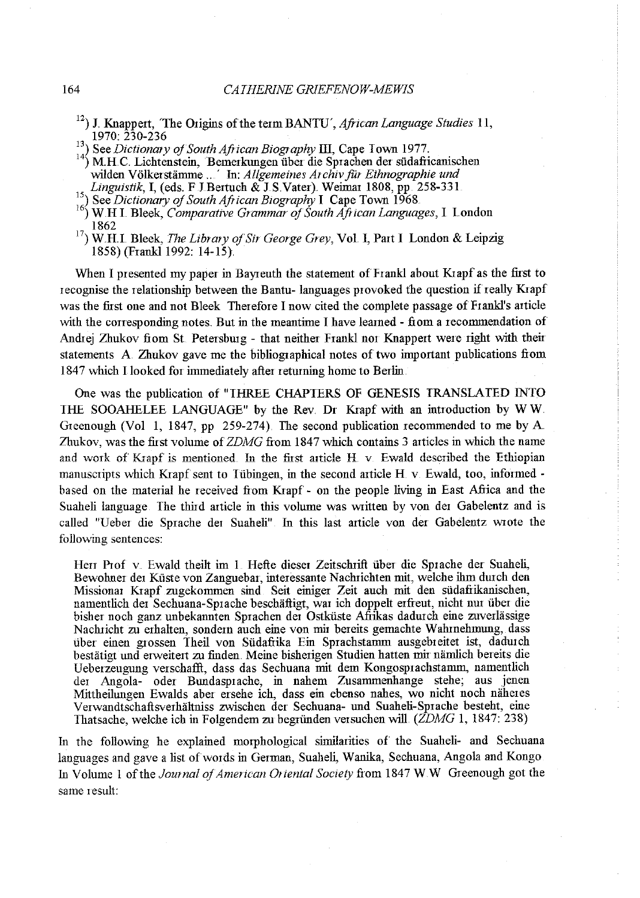[12]) J. Knappert, 'The Origins of the term BANTU', *African Language Studies* 11, 1970: 230-236

[13]) See *Dictionary of South African Biography* III, Cape Town 1977.

[14]) M.H.C. Lichtenstein, 'Bemerkungen über die Sprachen der südafricanischen wilden Völkerstämme ...' In: *Allgemeines Archiv für Ethnographie und Linguistik*, I, (eds. F.J.Bertuch & J.S.Vater). Weimar 1808, pp. 258-331.

[15]) See *Dictionary of South African Biography* I. Cape Town 1968.

[16]) W.H.I. Bleek, *Comparative Grammar of South African Languages*, I. London 1862

[17]) W.H.I. Bleek, *The Library of Sir George Grey*, Vol. I, Part I. London & Leipzig 1858) (Frankl 1992: 14-15).

When I presented my paper in Bayreuth the statement of Frankl about Krapf as the first to recognise the relationship between the Bantu- languages provoked the question if really Krapf was the first one and not Bleek. Therefore I now cited the complete passage of Frankl's article with the corresponding notes. But in the meantime I have learned - from a recommendation of Andrej Zhukov from St. Petersburg - that neither Frankl nor Knappert were right with their statements. A. Zhukov gave me the bibliographical notes of two important publications from 1847 which I looked for immediately after returning home to Berlin.

One was the publication of "THREE CHAPTERS OF GENESIS TRANSLATED INTO THE SOOAHELEE LANGUAGE" by the Rev. Dr. Krapf with an introduction by W.W. Greenough (Vol. 1, 1847, pp. 259-274). The second publication recommended to me by A. Zhukov, was the first volume of *ZDMG* from 1847 which contains 3 articles in which the name and work of Krapf is mentioned. In the first article H. v. Ewald described the Ethiopian manuscripts which Krapf sent to Tübingen, in the second article H. v. Ewald, too, informed - based on the material he received from Krapf - on the people living in East Africa and the Suaheli language. The third article in this volume was written by von der Gabelentz and is called "Ueber die Sprache der Suaheli". In this last article von der Gabelentz wrote the following sentences:

> Herr Prof. v. Ewald theilt im 1. Hefte dieser Zeitschrift über die Sprache der Suaheli, Bewohner der Küste von Zanguebar, interessante Nachrichten mit, welche ihm durch den Missionar Krapf zugekommen sind. Seit einiger Zeit auch mit den südafrikanischen, namentlich der Sechuana-Sprache beschäftigt, war ich doppelt erfreut, nicht nur über die bisher noch ganz unbekannten Sprachen der Ostküste Afrikas dadurch eine zuverlässige Nachricht zu erhalten, sondern auch eine von mir bereits gemachte Wahrnehmung, dass über einen grossen Theil von Südafrika Ein Sprachstamm ausgebreitet ist, dadurch bestätigt und erweitert zu finden. Meine bisherigen Studien hatten mir nämlich bereits die Ueberzeugung verschafft, dass das Sechuana mit dem Kongosprachstamm, namentlich der Angola- oder Bundasprache, in nahem Zusammenhange stehe; aus jenen Mittheilungen Ewalds aber ersehe ich, dass ein ebenso nahes, wo nicht noch näheres Verwandtschaftsverhältniss zwischen der Sechuana- und Suaheli-Sprache besteht, eine Thatsache, welche ich in Folgendem zu begründen versuchen will. (*ZDMG* 1, 1847: 238)

In the following he explained morphological similarities of the Suaheli- and Sechuana languages and gave a list of words in German, Suaheli, Wanika, Sechuana, Angola and Kongo. In Volume 1 of the *Journal of American Oriental Society* from 1847 W.W. Greenough got the same result: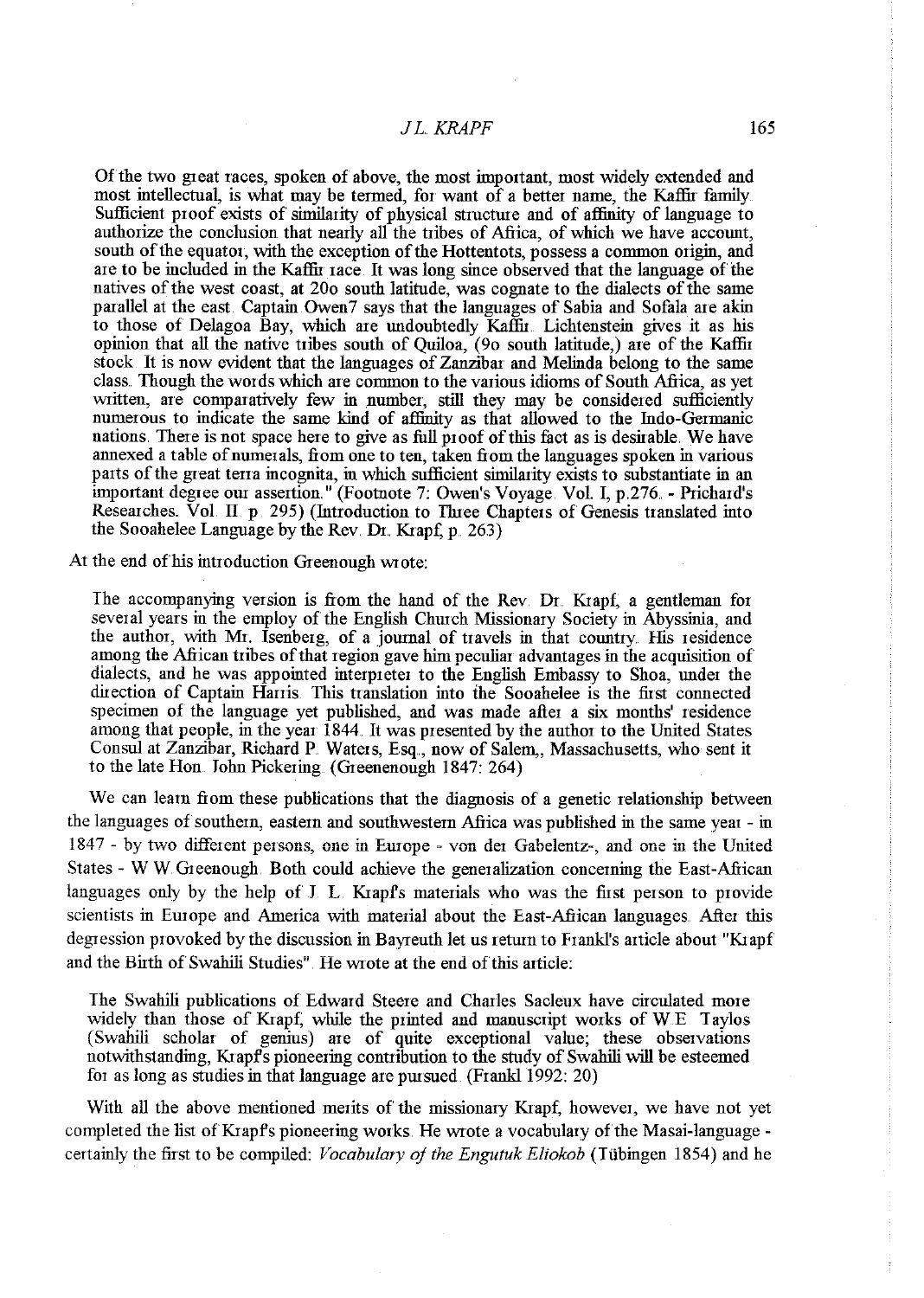> Of the two great races, spoken of above, the most important, most widely extended and most intellectual, is what may be termed, for want of a better name, the Kaffir family. Sufficient proof exists of similarity of physical structure and of affinity of language to authorize the conclusion that nearly all the tribes of Africa, of which we have account, south of the equator, with the exception of the Hottentots, possess a common origin, and are to be included in the Kaffir race. It was long since observed that the language of the natives of the west coast, at 20o south latitude, was cognate to the dialects of the same parallel at the east. Captain Owen7 says that the languages of Sabia and Sofala are akin to those of Delagoa Bay, which are undoubtedly Kaffir. Lichtenstein gives it as his opinion that all the native tribes south of Quiloa, (9o south latitude,) are of the Kaffir stock. It is now evident that the languages of Zanzibar and Melinda belong to the same class. Though the words which are common to the various idioms of South Africa, as yet written, are comparatively few in number, still they may be considered sufficiently numerous to indicate the same kind of affinity as that allowed to the Indo-Germanic nations. There is not space here to give as full proof of this fact as is desirable. We have annexed a table of numerals, from one to ten, taken from the languages spoken in various parts of the great terra incognita, in which sufficient similarity exists to substantiate in an important degree our assertion." (Footnote 7: Owen's Voyage. Vol. I, p.276. - Prichard's Researches. Vol. II p. 295) (Introduction to Three Chapters of Genesis translated into the Sooahelee Language by the Rev. Dr. Krapf, p. 263)

At the end of his introduction Greenough wrote:

> The accompanying version is from the hand of the Rev. Dr. Krapf, a gentleman for several years in the employ of the English Church Missionary Society in Abyssinia, and the author, with Mr. Isenberg, of a journal of travels in that country. His residence among the African tribes of that region gave him peculiar advantages in the acquisition of dialects, and he was appointed interpreter to the English Embassy to Shoa, under the direction of Captain Harris. This translation into the Sooahelee is the first connected specimen of the language yet published, and was made after a six months' residence among that people, in the year 1844. It was presented by the author to the United States Consul at Zanzibar, Richard P. Waters, Esq., now of Salem,, Massachusetts, who sent it to the late Hon. John Pickering. (Greenenough 1847: 264)

We can learn from these publications that the diagnosis of a genetic relationship between the languages of southern, eastern and southwestern Africa was published in the same year - in 1847 - by two different persons, one in Europe - von der Gabelentz-, and one in the United States - W.W. Greenough. Both could achieve the generalization concerning the East-African languages only by the help of J. L. Krapf's materials who was the first person to provide scientists in Europe and America with material about the East-African languages. After this degression provoked by the discussion in Bayreuth let us return to Frankl's article about "Krapf and the Birth of Swahili Studies". He wrote at the end of this article:

> The Swahili publications of Edward Steere and Charles Sacleux have circulated more widely than those of Krapf, while the printed and manuscript works of W.E. Taylos (Swahili scholar of genius) are of quite exceptional value; these observations notwithstanding, Krapf's pioneering contribution to the study of Swahili will be esteemed for as long as studies in that language are pursued. (Frankl 1992: 20)

With all the above mentioned merits of the missionary Krapf, however, we have not yet completed the list of Krapf's pioneering works. He wrote a vocabulary of the Masai-language - certainly the first to be compiled: *Vocabulary of the Engutuk Eliokob* (Tübingen 1854) and he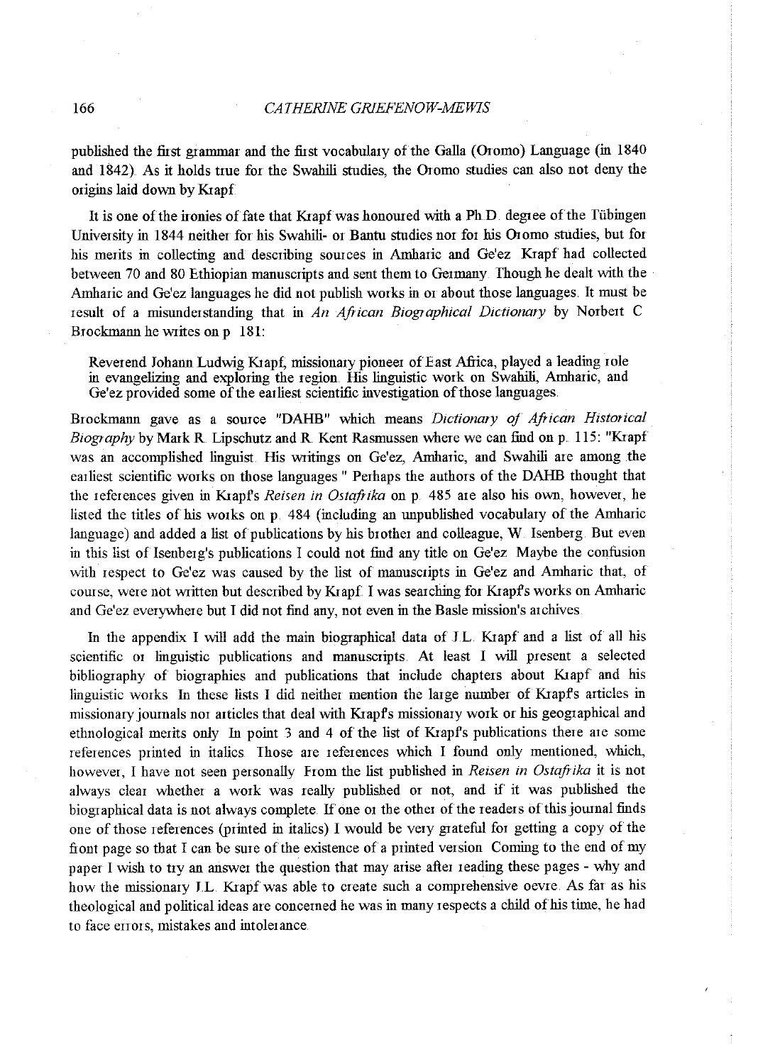published the first grammar and the first vocabulary of the Galla (Oromo) Language (in 1840 and 1842). As it holds true for the Swahili studies, the Oromo studies can also not deny the origins laid down by Krapf.

It is one of the ironies of fate that Krapf was honoured with a Ph.D. degree of the Tübingen University in 1844 neither for his Swahili- or Bantu studies nor for his Oromo studies, but for his merits in collecting and describing sources in Amharic and Ge'ez. Krapf had collected between 70 and 80 Ethiopian manuscripts and sent them to Germany. Though he dealt with the Amharic and Ge'ez languages he did not publish works in or about those languages. It must be result of a misunderstanding that in *An African Biographical Dictionary* by Norbert C. Brockmann he writes on p. 181:

> Reverend Johann Ludwig Krapf, missionary pioneer of East Africa, played a leading role in evangelizing and exploring the region. His linguistic work on Swahili, Amharic, and Ge'ez provided some of the earliest scientific investigation of those languages.

Brockmann gave as a source "DAHB" which means *Dictionary of African Historical Biography* by Mark R. Lipschutz and R. Kent Rasmussen where we can find on p. 115: "Krapf was an accomplished linguist. His writings on Ge'ez, Amharic, and Swahili are among the earliest scientific works on those languages." Perhaps the authors of the DAHB thought that the references given in Krapf's *Reisen in Ostafrika* on p. 485 are also his own, however, he listed the titles of his works on p. 484 (including an unpublished vocabulary of the Amharic language) and added a list of publications by his brother and colleague, W. Isenberg. But even in this list of Isenberg's publications I could not find any title on Ge'ez. Maybe the confusion with respect to Ge'ez was caused by the list of manuscripts in Ge'ez and Amharic that, of course, were not written but described by Krapf. I was searching for Krapf's works on Amharic and Ge'ez everywhere but I did not find any, not even in the Basle mission's archives.

In the appendix I will add the main biographical data of J.L. Krapf and a list of all his scientific or linguistic publications and manuscripts. At least I will present a selected bibliography of biographies and publications that include chapters about Krapf and his linguistic works. In these lists I did neither mention the large number of Krapf's articles in missionary journals nor articles that deal with Krapf's missionary work or his geographical and ethnological merits only. In point 3 and 4 of the list of Krapf's publications there are some references printed in italics. Those are references which I found only mentioned, which, however, I have not seen personally. From the list published in *Reisen in Ostafrika* it is not always clear whether a work was really published or not, and if it was published the biographical data is not always complete. If one or the other of the readers of this journal finds one of those references (printed in italics) I would be very grateful for getting a copy of the front page so that I can be sure of the existence of a printed version. Coming to the end of my paper I wish to try an answer the question that may arise after reading these pages - why and how the missionary J.L. Krapf was able to create such a comprehensive oevre. As far as his theological and political ideas are concerned he was in many respects a child of his time, he had to face errors, mistakes and intolerance.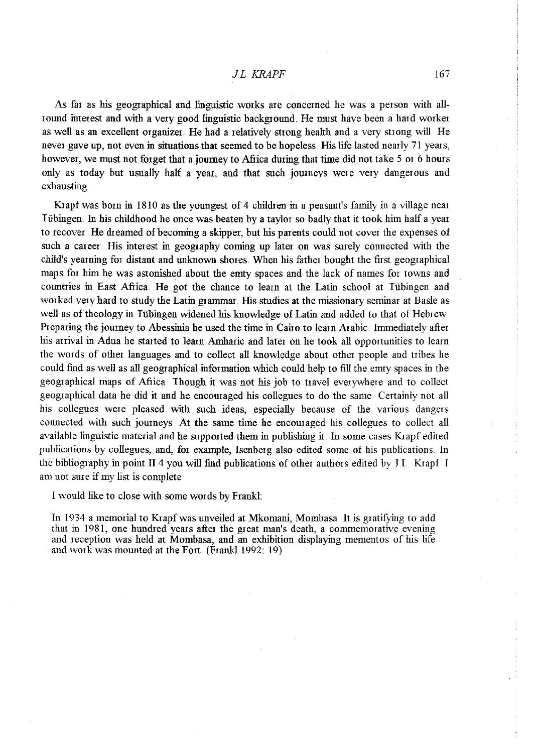As far as his geographical and linguistic works are concerned he was a person with all-round interest and with a very good linguistic background. He must have been a hard worker as well as an excellent organizer. He had a relatively strong health and a very strong will. He never gave up, not even in situations that seemed to be hopeless. His life lasted nearly 71 years, however, we must not forget that a journey to Africa during that time did not take 5 or 6 hours only as today but usually half a year, and that such journeys were very dangerous and exhausting.

Krapf was born in 1810 as the youngest of 4 children in a peasant's family in a village near Tübingen. In his childhood he once was beaten by a taylor so badly that it took him half a year to recover. He dreamed of becoming a skipper, but his parents could not cover the expenses of such a career. His interest in geography coming up later on was surely connected with the child's yearning for distant and unknown shores. When his father bought the first geographical maps for him he was astonished about the emty spaces and the lack of names for towns and countries in East Africa. He got the chance to learn at the Latin school at Tübingen and worked very hard to study the Latin grammar. His studies at the missionary seminar at Basle as well as of theology in Tübingen widened his knowledge of Latin and added to that of Hebrew. Preparing the journey to Abessinia he used the time in Cairo to learn Arabic. Immediately after his arrival in Adua he started to learn Amharic and later on he took all opportunities to learn the words of other languages and to collect all knowledge about other people and tribes he could find as well as all geographical information which could help to fill the emty spaces in the geographical maps of Africa. Though it was not his job to travel everywhere and to collect geographical data he did it and he encouraged his collegues to do the same. Certainly not all his collegues were pleased with such ideas, especially because of the various dangers connected with such journeys. At the same time he encouraged his collegues to collect all available linguistic material and he supported them in publishing it. In some cases Krapf edited publications by collegues, and, for example, Isenberg also edited some of his publications. In the bibliography in point II.4 you will find publications of other authors edited by J.L. Krapf. I am not sure if my list is complete.

I would like to close with some words by Frankl:

> In 1934 a memorial to Krapf was unveiled at Mkomani, Mombasa. It is gratifying to add that in 1981, one hundred years after the great man's death, a commemorative evening and reception was held at Mombasa, and an exhibition displaying mementos of his life and work was mounted at the Fort. (Frankl 1992: 19)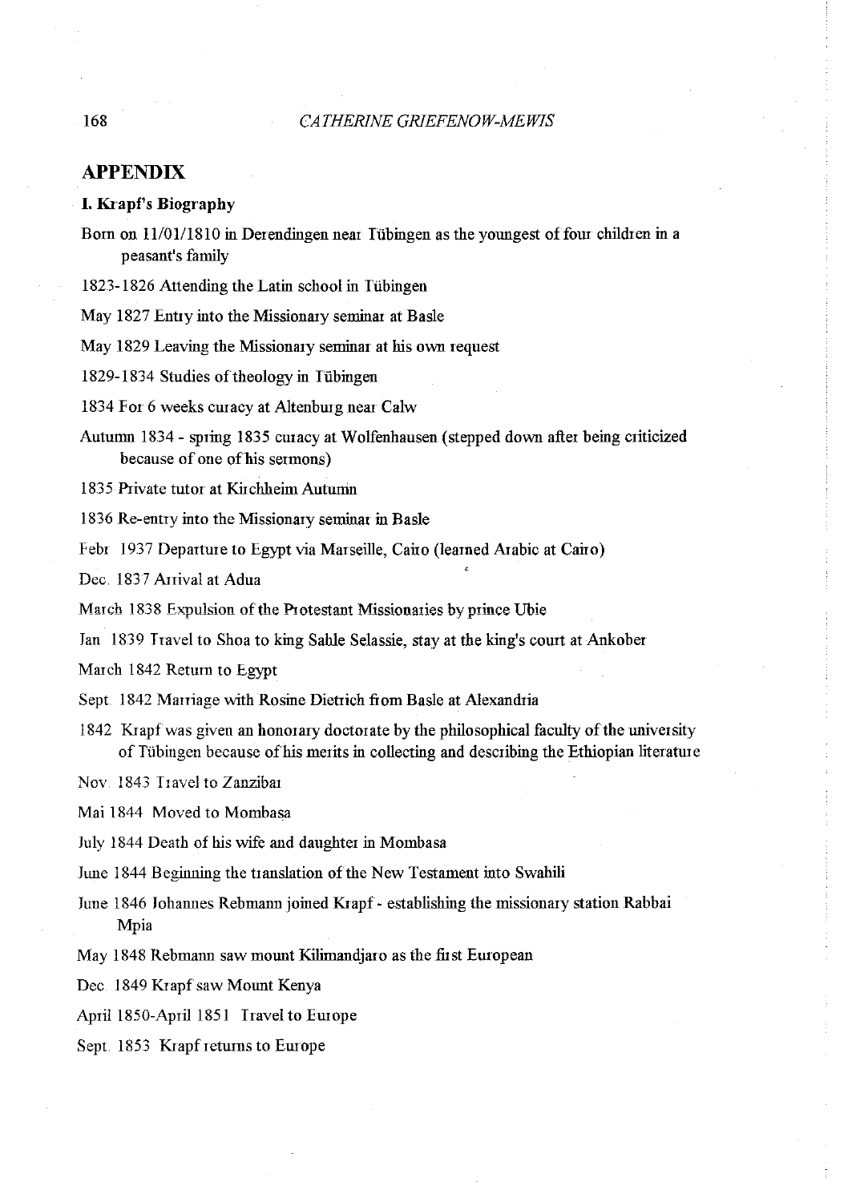## APPENDIX

### I. Krapf's Biography

Born on 11/01/1810 in Derendingen near Tübingen as the youngest of four children in a peasant's family

1823-1826 Attending the Latin school in Tübingen

May 1827 Entry into the Missionary seminar at Basle

May 1829 Leaving the Missionary seminar at his own request

1829-1834 Studies of theology in Tübingen

1834 For 6 weeks curacy at Altenburg near Calw

Autumn 1834 - spring 1835 curacy at Wolfenhausen (stepped down after being criticized because of one of his sermons)

1835 Private tutor at Kirchheim Autumn

1836 Re-entry into the Missionary seminar in Basle

Febr 1937 Departure to Egypt via Marseille, Cairo (learned Arabic at Cairo)

Dec. 1837 Arrival at Adua

March 1838 Expulsion of the Protestant Missionaries by prince Ubie

Jan 1839 Travel to Shoa to king Sahle Selassie, stay at the king's court at Ankober

March 1842 Return to Egypt

Sept. 1842 Marriage with Rosine Dietrich from Basle at Alexandria

1842 Krapf was given an honorary doctorate by the philosophical faculty of the university of Tübingen because of his merits in collecting and describing the Ethiopian literature

Nov. 1843 Travel to Zanzibar

Mai 1844 Moved to Mombasa

July 1844 Death of his wife and daughter in Mombasa

June 1844 Beginning the translation of the New Testament into Swahili

June 1846 Johannes Rebmann joined Krapf - establishing the missionary station Rabbai Mpia

May 1848 Rebmann saw mount Kilimandjaro as the first European

Dec. 1849 Krapf saw Mount Kenya

April 1850-April 1851 Travel to Europe

Sept. 1853 Krapf returns to Europe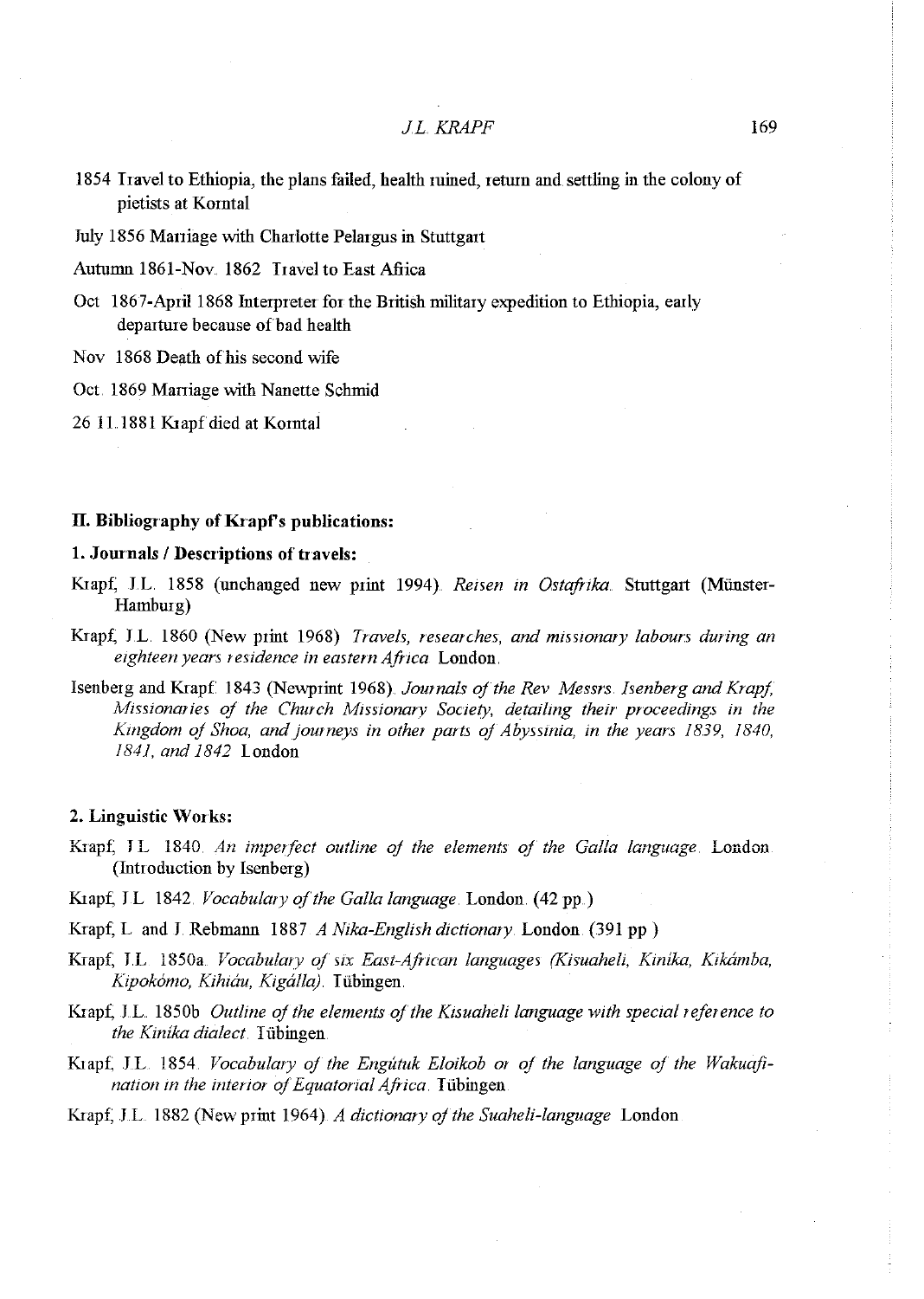1854 Travel to Ethiopia, the plans failed, health ruined, return and settling in the colony of pietists at Korntal

July 1856 Marriage with Charlotte Pelargus in Stuttgart

Autumn 1861-Nov. 1862 Travel to East Africa

Oct 1867-April 1868 Interpreter for the British military expedition to Ethiopia, early departure because of bad health

Nov 1868 Death of his second wife

Oct. 1869 Marriage with Nanette Schmid

26 11.1881 Krapf died at Korntal

### II. Bibliography of Krapf's publications:

#### 1. Journals / Descriptions of travels:

Krapf, J.L. 1858 (unchanged new print 1994). *Reisen in Ostafrika*. Stuttgart (Münster-Hamburg)

Krapf, J.L. 1860 (New print 1968) *Travels, researches, and missionary labours during an eighteen years residence in eastern Africa* London.

Isenberg and Krapf. 1843 (Newprint 1968). *Journals of the Rev. Messrs. Isenberg and Krapf, Missionaries of the Church Missionary Society, detailing their proceedings in the Kingdom of Shoa, and journeys in other parts of Abyssinia, in the years 1839, 1840, 1841, and 1842* London

#### 2. Linguistic Works:

Krapf, J.L. 1840. *An imperfect outline of the elements of the Galla language*. London. (Introduction by Isenberg)

Krapf, J.L. 1842. *Vocabulary of the Galla language*. London. (42 pp.)

Krapf, L. and J. Rebmann 1887 *A Nika-English dictionary*. London. (391 pp.)

Krapf, J.L. 1850a. *Vocabulary of six East-African languages (Kisuaheli, Kinika, Kikámba, Kipokómo, Kihiáu, Kigálla)*. Tübingen.

Krapf, J.L. 1850b *Outline of the elements of the Kisuaheli language with special reference to the Kinika dialect*. Tübingen.

Krapf, J.L. 1854. *Vocabulary of the Engútuk Eloikob or of the language of the Wakuafi-nation in the interior of Equatorial Africa*. Tübingen.

Krapf, J.L. 1882 (New print 1964). *A dictionary of the Suaheli-language* London.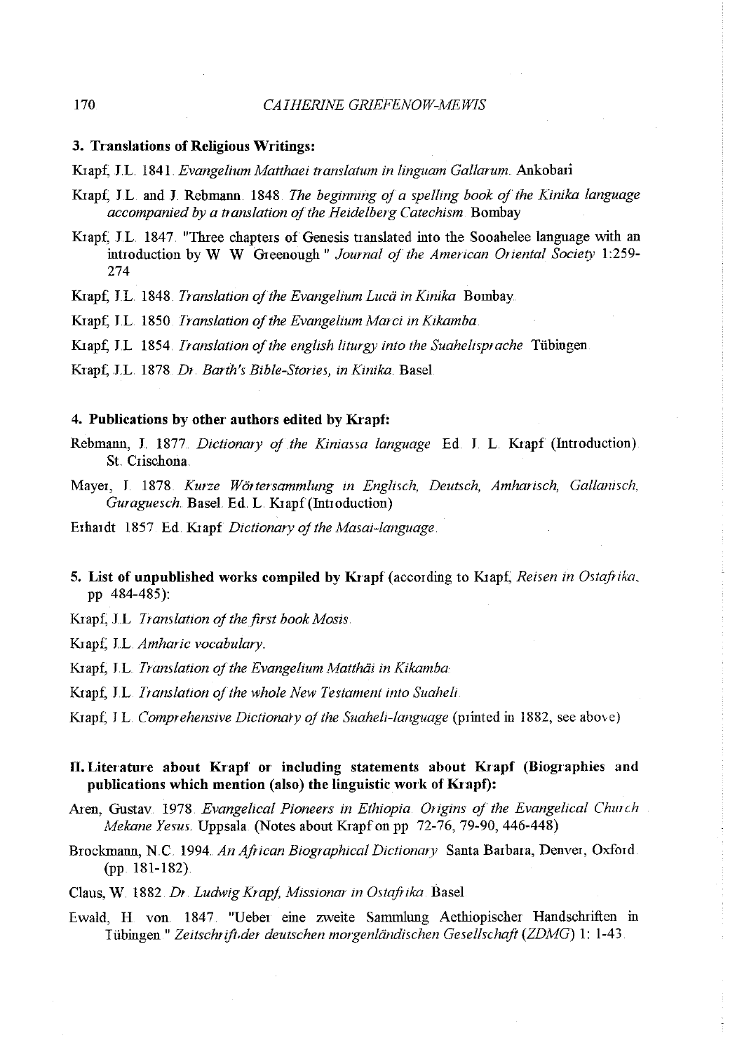### 3. Translations of Religious Writings:

Krapf, J.L. 1841. *Evangelium Matthaei translatum in linguam Gallarum.* Ankobari

Krapf, J.L. and J. Rebmann. 1848. *The beginning of a spelling book of the Kinika language accompanied by a translation of the Heidelberg Catechism.* Bombay

Krapf, J.L. 1847. "Three chapters of Genesis translated into the Sooahelee language with an introduction by W. W. Greenough." *Journal of the American Oriental Society* 1:259-274

Krapf, J.L. 1848. *Translation of the Evangelium Lucä in Kinika.* Bombay.

Krapf, J.L. 1850. *Translation of the Evangelium Marci in Kikamba.*

Krapf, J.L. 1854. *Translation of the english liturgy into the Suahelisprache.* Tübingen.

Krapf, J.L. 1878. *Dr. Barth's Bible-Stories, in Kinika.* Basel.

### 4. Publications by other authors edited by Krapf:

Rebmann, J. 1877. *Dictionary of the Kiniassa language.* Ed. J. L. Krapf (Introduction). St. Crischona.

Mayer, J. 1878. *Kurze Wörtersammlung in Englisch, Deutsch, Amharisch, Gallanisch, Guraguesch.* Basel. Ed. L. Krapf (Introduction)

Erhardt. 1857. Ed. Krapf. *Dictionary of the Masai-language.*

### 5. List of unpublished works compiled by Krapf (according to Krapf, *Reisen in Ostafrika*, pp. 484-485):

Krapf, J.L. *Translation of the first book Mosis.*

Krapf, J.L. *Amharic vocabulary.*

Krapf, J.L. *Translation of the Evangelium Matthäi in Kikamba.*

Krapf, J.L. *Translation of the whole New Testament into Suaheli.*

Krapf, J.L. *Comprehensive Dictionary of the Suaheli-language* (printed in 1882, see above)

## II. Literature about Krapf or including statements about Krapf (Biographies and publications which mention (also) the linguistic work of Krapf):

Aren, Gustav. 1978. *Evangelical Pioneers in Ethiopia. Origins of the Evangelical Church Mekane Yesus.* Uppsala. (Notes about Krapf on pp. 72-76, 79-90, 446-448)

Brockmann, N.C. 1994. *An African Biographical Dictionary.* Santa Barbara, Denver, Oxford. (pp. 181-182).

Claus, W. 1882. *Dr. Ludwig Krapf, Missionar in Ostafrika.* Basel.

Ewald, H. von. 1847. "Ueber eine zweite Sammlung Aethiopischer Handschriften in Tübingen." *Zeitschrift der deutschen morgenländischen Gesellschaft (ZDMG)* 1: 1-43.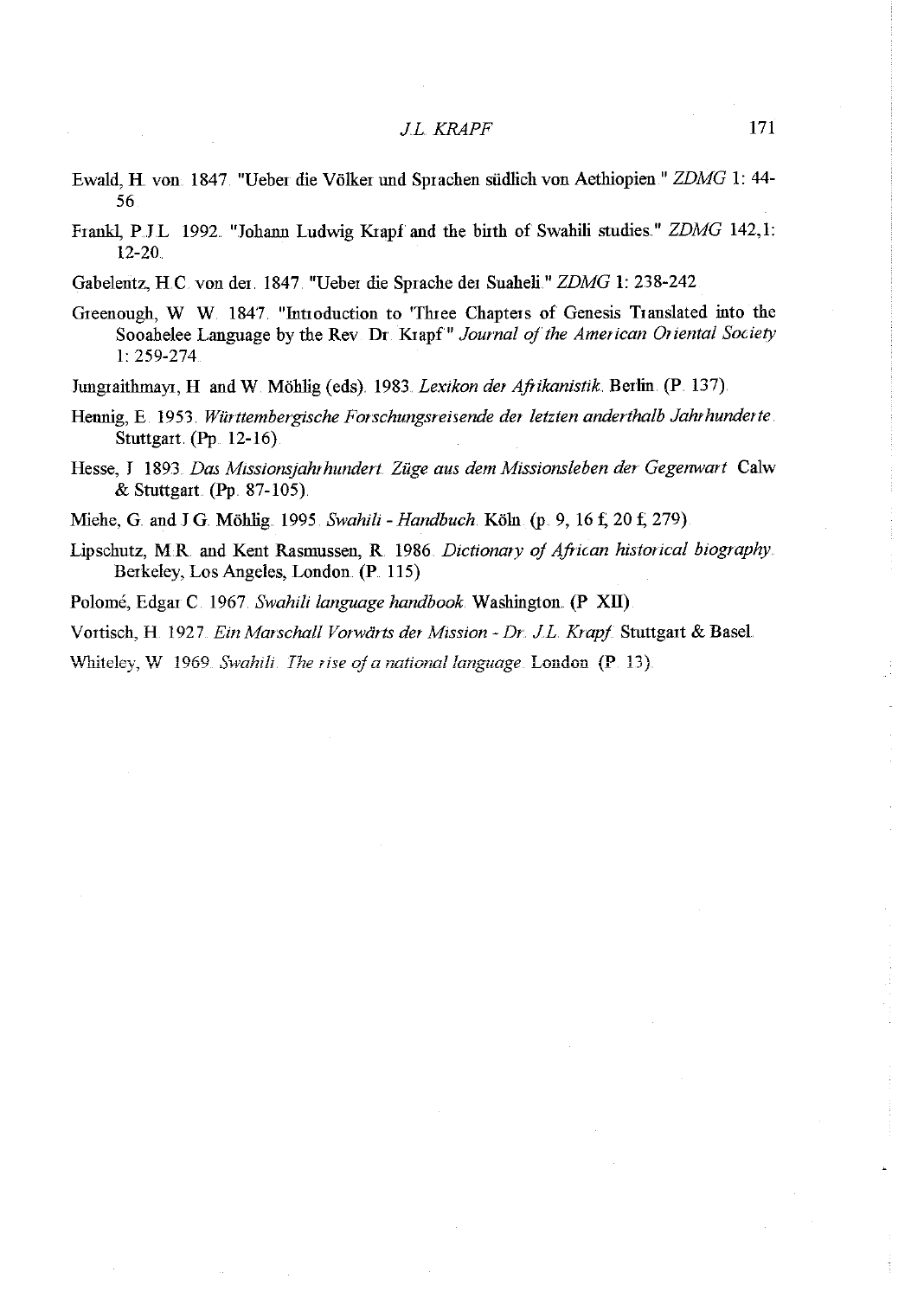Ewald, H. von. 1847. "Ueber die Völker und Sprachen südlich von Aethiopien." *ZDMG* 1: 44-56.

Frankl, P.J.L. 1992. "Johann Ludwig Krapf and the birth of Swahili studies." *ZDMG* 142,1: 12-20.

Gabelentz, H.C. von der. 1847. "Ueber die Sprache der Suaheli." *ZDMG* 1: 238-242.

Greenough, W. W. 1847. "Introduction to 'Three Chapters of Genesis Translated into the Sooahelee Language by the Rev. Dr. Krapf'." *Journal of the American Oriental Society* 1: 259-274.

Jungraithmayr, H. and W. Möhlig (eds). 1983. *Lexikon der Afrikanistik*. Berlin. (P. 137).

Hennig, E. 1953. *Württembergische Forschungsreisende der letzten anderthalb Jahrhunderte*. Stuttgart. (Pp. 12-16).

Hesse, J. 1893. *Das Missionsjahrhundert. Züge aus dem Missionsleben der Gegenwart.* Calw & Stuttgart. (Pp. 87-105).

Miehe, G. and J.G. Möhlig. 1995. *Swahili - Handbuch*. Köln. (p. 9, 16 f, 20 f, 279).

Lipschutz, M.R. and Kent Rasmussen, R. 1986. *Dictionary of African historical biography*. Berkeley, Los Angeles, London. (P. 115)

Polomé, Edgar C. 1967. *Swahili language handbook*. Washington. (P. XII).

Vortisch, H. 1927. *Ein Marschall Vorwärts der Mission - Dr. J.L. Krapf*. Stuttgart & Basel.

Whiteley, W. 1969. *Swahili. The rise of a national language*. London. (P. 13).